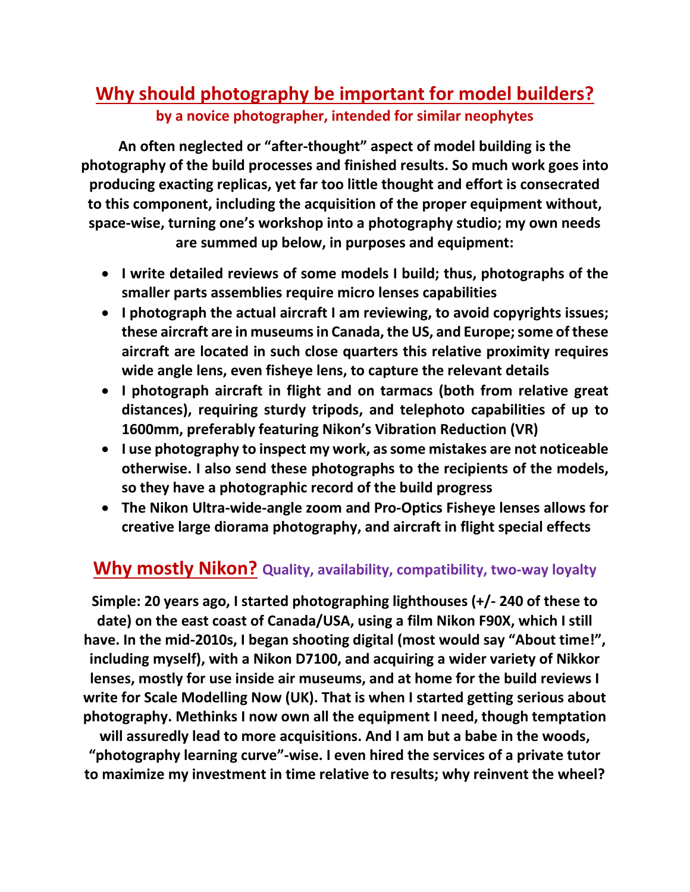# Why should photography be important for model builders?

**by a novice photographer, intended for similar neophytes**

**An often neglected or "after-thought" aspect of model building is the photography of the build processes and finished results. So much work goes into producing exacting replicas, yet far too little thought and effort is consecrated to this component, including the acquisition of the proper equipment without, space-wise, turning one's workshop into a photography studio; my own needs are summed up below, in purposes and equipment:**

- **I write detailed reviews of some models I build; thus, photographs of the smaller parts assemblies require micro lenses capabilities**
- **I photograph the actual aircraft I am reviewing, to avoid copyrights issues; these aircraft are in museums in Canada, the US, and Europe; some of these aircraft are located in such close quarters this relative proximity requires wide angle lens, even fisheye lens, to capture the relevant details**
- **I photograph aircraft in flight and on tarmacs (both from relative great distances), requiring sturdy tripods, and telephoto capabilities of up to 1600mm, preferably featuring Nikon's Vibration Reduction (VR)**
- **I use photography to inspect my work, as some mistakes are not noticeable otherwise. I also send these photographs to the recipients of the models, so they have a photographic record of the build progress**
- **The Nikon Ultra-wide-angle zoom and Pro-Optics Fisheye lenses allows for creative large diorama photography, and aircraft in flight special effects**

## Why mostly Nikon? Quality, availability, compatibility, two-way loyalty

**Simple: 20 years ago, I started photographing lighthouses (+/- 240 of these to date) on the east coast of Canada/USA, using a film Nikon F90X, which I still have. In the mid-2010s, I began shooting digital (most would say "About time!", including myself), with a Nikon D7100, and acquiring a wider variety of Nikkor lenses, mostly for use inside air museums, and at home for the build reviews I write for Scale Modelling Now (UK). That is when I started getting serious about photography. Methinks I now own all the equipment I need, though temptation will assuredly lead to more acquisitions. And I am but a babe in the woods, "photography learning curve"-wise. I even hired the services of a private tutor to maximize my investment in time relative to results; why reinvent the wheel?**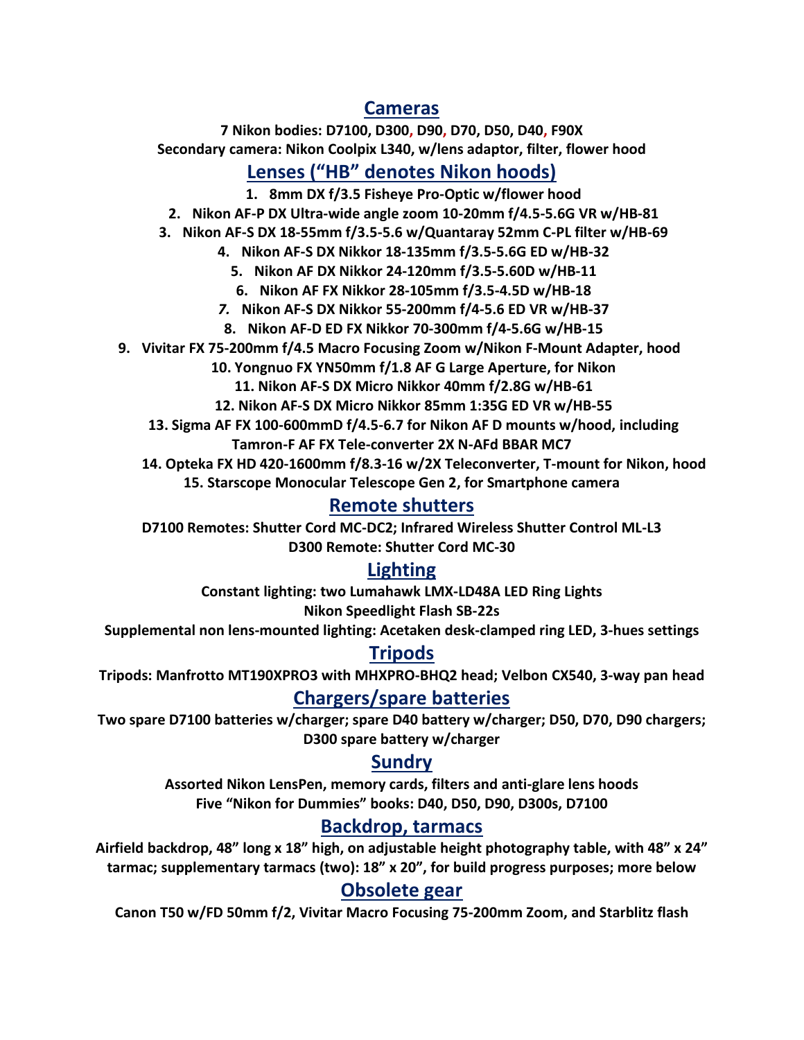## Cameras

**7 Nikon bodies: D7100, D300, D90, D70, D50, D40, F90X**

**Secondary camera: Nikon Coolpix L340, w/lens adaptor, filter, flower hood**

## Lenses ("HB" denotes Nikon hoods)

1. **8mm DX f/3.5 Fisheye Pro-Optic w/flower hood**
2. **Nikon AF-P DX Ultra-wide angle zoom 10-20mm f/4.5-5.6G VR w/HB-81**
3. **Nikon AF-S DX 18-55mm f/3.5-5.6 w/Quantaray 52mm C-PL filter w/HB-69**
4. **Nikon AF-S DX Nikkor 18-135mm f/3.5-5.6G ED w/HB-32**
5. **Nikon AF DX Nikkor 24-120mm f/3.5-5.60D w/HB-11**
6. **Nikon AF FX Nikkor 28-105mm f/3.5-4.5D w/HB-18**
7. **Nikon AF-S DX Nikkor 55-200mm f/4-5.6 ED VR w/HB-37**
8. **Nikon AF-D ED FX Nikkor 70-300mm f/4-5.6G w/HB-15**
9. **Vivitar FX 75-200mm f/4.5 Macro Focusing Zoom w/Nikon F-Mount Adapter, hood**
10. **Yongnuo FX YN50mm f/1.8 AF G Large Aperture, for Nikon**
11. **Nikon AF-S DX Micro Nikkor 40mm f/2.8G w/HB-61**
12. **Nikon AF-S DX Micro Nikkor 85mm 1:35G ED VR w/HB-55**
13. **Sigma AF FX 100-600mmD f/4.5-6.7 for Nikon AF D mounts w/hood, including Tamron-F AF FX Tele-converter 2X N-AFd BBAR MC7**
14. **Opteka FX HD 420-1600mm f/8.3-16 w/2X Teleconverter, T-mount for Nikon, hood**
15. **Starscope Monocular Telescope Gen 2, for Smartphone camera**

## Remote shutters

**D7100 Remotes: Shutter Cord MC-DC2; Infrared Wireless Shutter Control ML-L3**

**D300 Remote: Shutter Cord MC-30**

## Lighting

**Constant lighting: two Lumahawk LMX-LD48A LED Ring Lights**

**Nikon Speedlight Flash SB-22s**

**Supplemental non lens-mounted lighting: Acetaken desk-clamped ring LED, 3-hues settings**

## Tripods

**Tripods: Manfrotto MT190XPRO3 with MHXPRO-BHQ2 head; Velbon CX540, 3-way pan head**

## Chargers/spare batteries

**Two spare D7100 batteries w/charger; spare D40 battery w/charger; D50, D70, D90 chargers; D300 spare battery w/charger**

## Sundry

**Assorted Nikon LensPen, memory cards, filters and anti-glare lens hoods**

**Five "Nikon for Dummies" books: D40, D50, D90, D300s, D7100**

## Backdrop, tarmacs

**Airfield backdrop, 48" long x 18" high, on adjustable height photography table, with 48" x 24" tarmac; supplementary tarmacs (two): 18" x 20", for build progress purposes; more below**

## Obsolete gear

**Canon T50 w/FD 50mm f/2, Vivitar Macro Focusing 75-200mm Zoom, and Starblitz flash**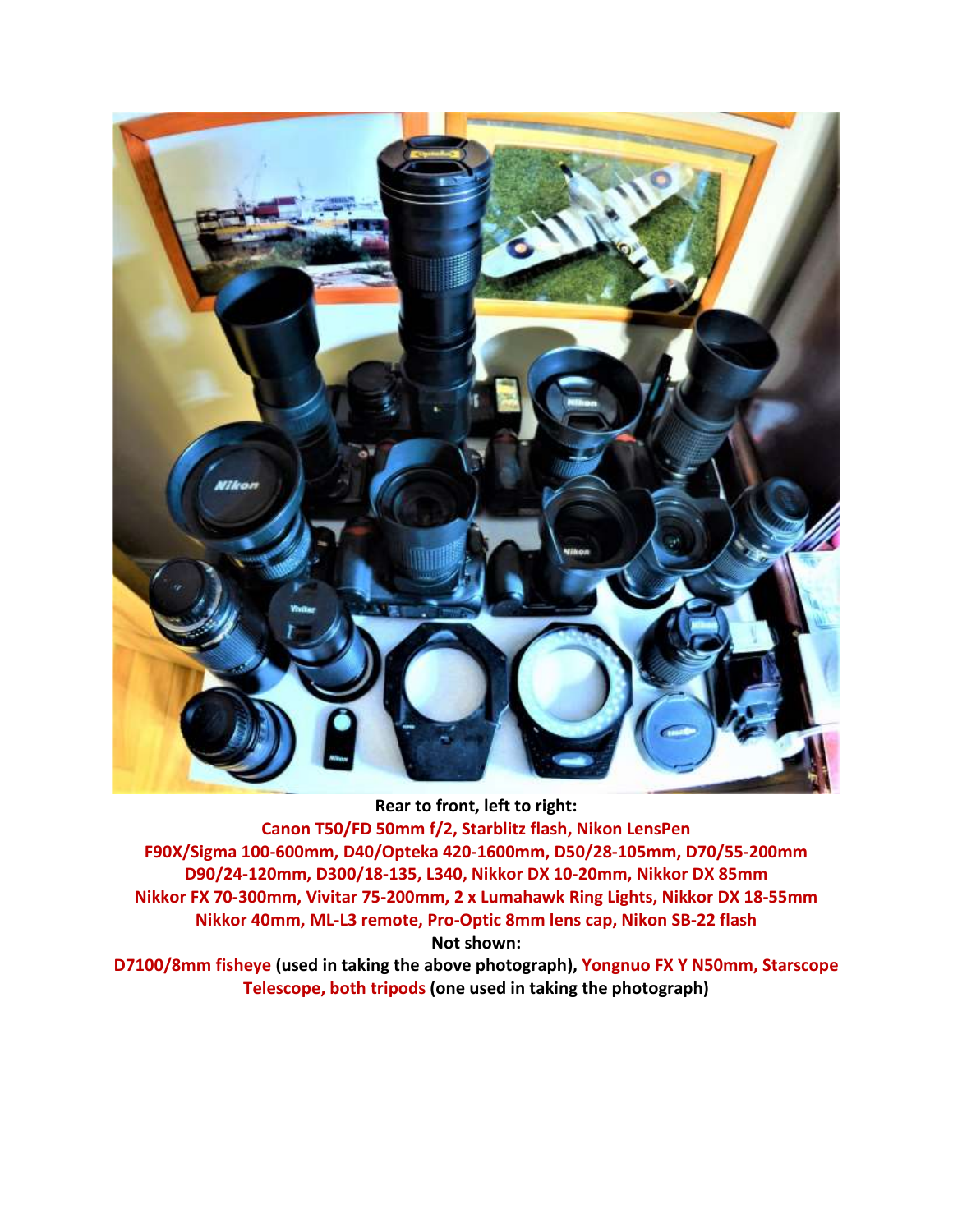**Rear to front, left to right:**

**Canon T50/FD 50mm f/2, Starblitz flash, Nikon LensPen**
**F90X/Sigma 100-600mm, D40/Opteka 420-1600mm, D50/28-105mm, D70/55-200mm**
**D90/24-120mm, D300/18-135, L340, Nikkor DX 10-20mm, Nikkor DX 85mm**
**Nikkor FX 70-300mm, Vivitar 75-200mm, 2 x Lumahawk Ring Lights, Nikkor DX 18-55mm**
**Nikkor 40mm, ML-L3 remote, Pro-Optic 8mm lens cap, Nikon SB-22 flash**

**Not shown:**

**D7100/8mm fisheye (used in taking the above photograph), Yongnuo FX Y N50mm, Starscope Telescope, both tripods (one used in taking the photograph)**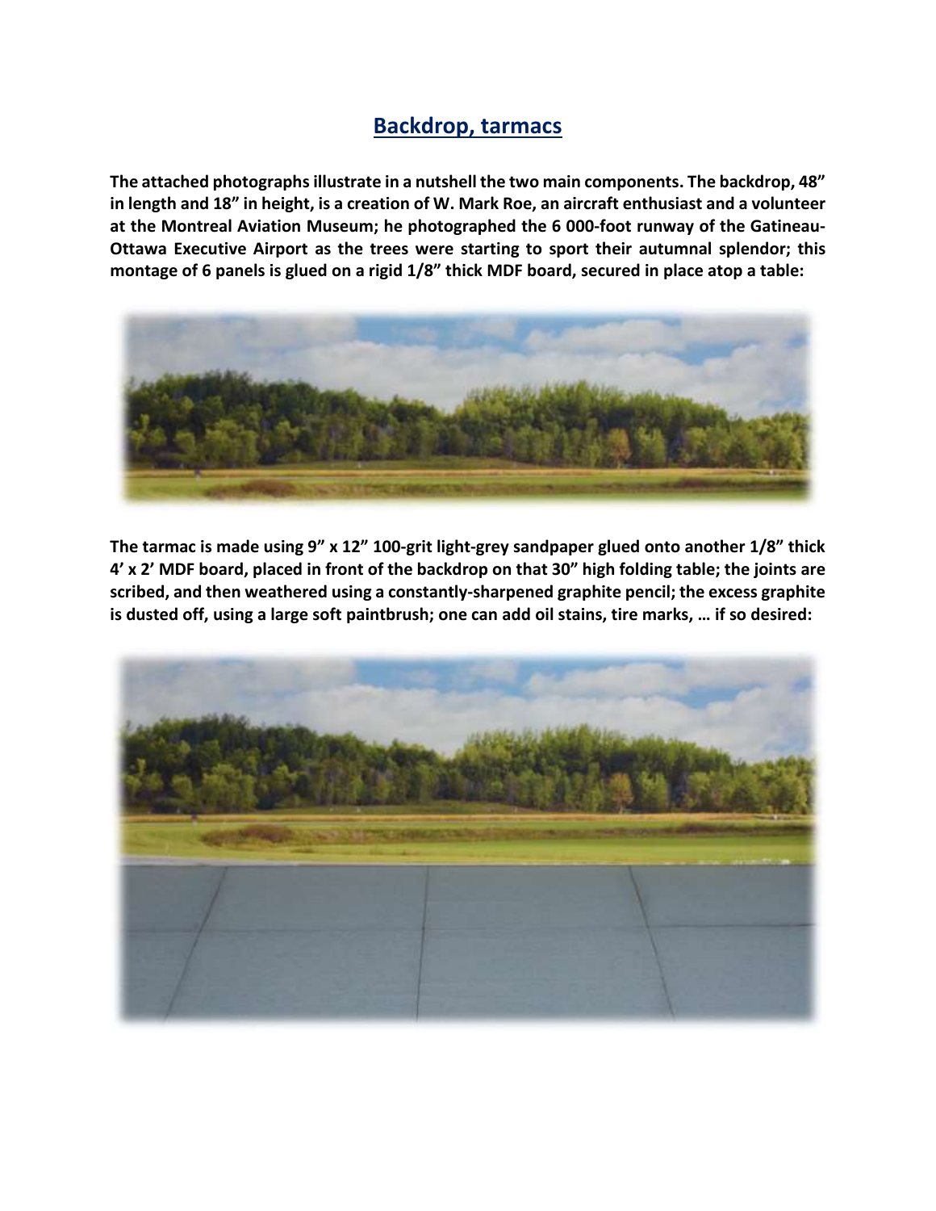## Backdrop, tarmacs

**The attached photographs illustrate in a nutshell the two main components. The backdrop, 48" in length and 18" in height, is a creation of W. Mark Roe, an aircraft enthusiast and a volunteer at the Montreal Aviation Museum; he photographed the 6 000-foot runway of the Gatineau-Ottawa Executive Airport as the trees were starting to sport their autumnal splendor; this montage of 6 panels is glued on a rigid 1/8" thick MDF board, secured in place atop a table:**

**The tarmac is made using 9" x 12" 100-grit light-grey sandpaper glued onto another 1/8" thick 4' x 2' MDF board, placed in front of the backdrop on that 30" high folding table; the joints are scribed, and then weathered using a constantly-sharpened graphite pencil; the excess graphite is dusted off, using a large soft paintbrush; one can add oil stains, tire marks, … if so desired:**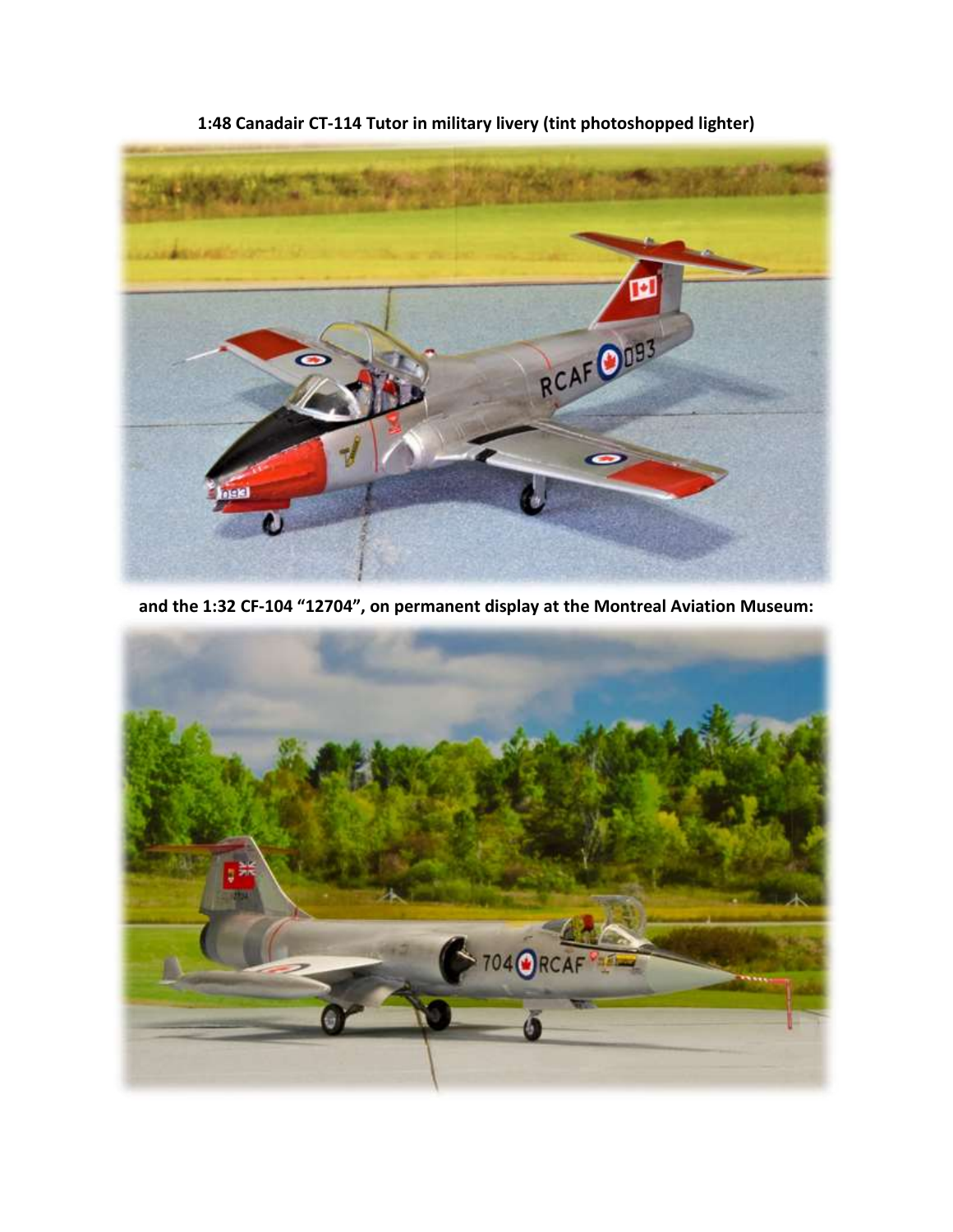**1:48 Canadair CT-114 Tutor in military livery (tint photoshopped lighter)**

**and the 1:32 CF-104 “12704”, on permanent display at the Montreal Aviation Museum:**